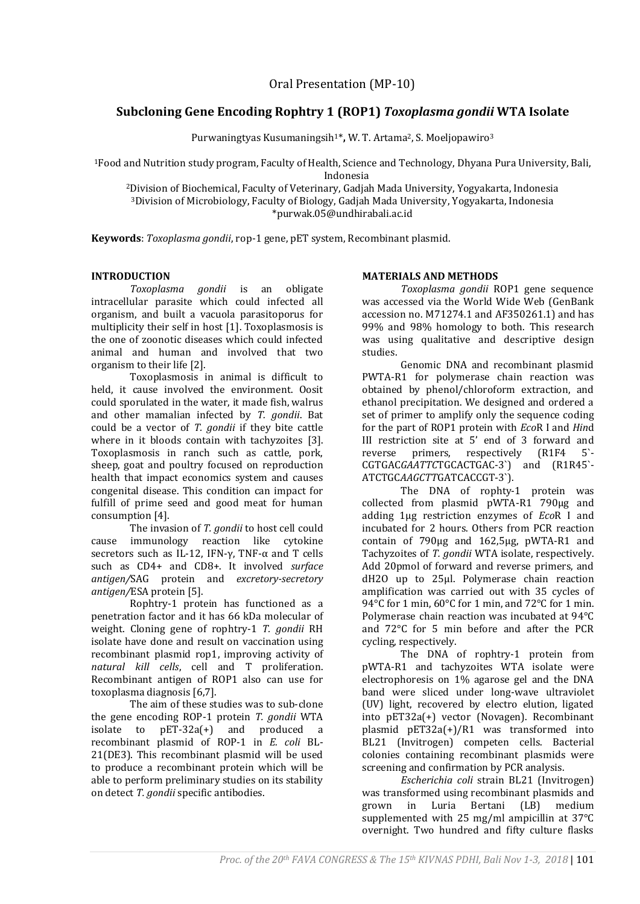Oral Presentation (MP-10)

# Subcloning Gene Encoding Rophtry 1 (ROP1) *Toxoplasma gondii* WTA Isolate

Purwaningtyas Kusumaningsih[1]*, W. T. Artama[2], S. Moeljopawiro[3]

[1]Food and Nutrition study program, Faculty of Health, Science and Technology, Dhyana Pura University, Bali, Indonesia
[2]Division of Biochemical, Faculty of Veterinary, Gadjah Mada University, Yogyakarta, Indonesia
[3]Division of Microbiology, Faculty of Biology, Gadjah Mada University, Yogyakarta, Indonesia
*purwak.05@undhirabali.ac.id

**Keywords**: *Toxoplasma gondii*, rop-1 gene, pET system, Recombinant plasmid.

## INTRODUCTION

*Toxoplasma gondii* is an obligate intracellular parasite which could infected all organism, and built a vacuola parasitoporus for multiplicity their self in host [1]. Toxoplasmosis is the one of zoonotic diseases which could infected animal and human and involved that two organism to their life [2].

Toxoplasmosis in animal is difficult to held, it cause involved the environment. Oosit could sporulated in the water, it made fish, walrus and other mamalian infected by *T. gondii*. Bat could be a vector of *T. gondii* if they bite cattle where in it bloods contain with tachyzoites [3]. Toxoplasmosis in ranch such as cattle, pork, sheep, goat and poultry focused on reproduction health that impact economics system and causes congenital disease. This condition can impact for fulfill of prime seed and good meat for human consumption [4].

The invasion of *T. gondii* to host cell could cause immunology reaction like cytokine secretors such as IL-12, IFN-γ, TNF-α and T cells such as CD4+ and CD8+. It involved *surface antigen/*SAG protein and *excretory-secretory antigen/*ESA protein [5].

Rophtry-1 protein has functioned as a penetration factor and it has 66 kDa molecular of weight. Cloning gene of rophtry-1 *T. gondii* RH isolate have done and result on vaccination using recombinant plasmid rop1, improving activity of *natural kill cells*, cell and T proliferation. Recombinant antigen of ROP1 also can use for toxoplasma diagnosis [6,7].

The aim of these studies was to sub-clone the gene encoding ROP-1 protein *T. gondii* WTA isolate to pET-32a(+) and produced a recombinant plasmid of ROP-1 in *E. coli* BL-21(DE3). This recombinant plasmid will be used to produce a recombinant protein which will be able to perform preliminary studies on its stability on detect *T. gondii* specific antibodies.

## MATERIALS AND METHODS

*Toxoplasma gondii* ROP1 gene sequence was accessed via the World Wide Web (GenBank accession no. M71274.1 and AF350261.1) and has 99% and 98% homology to both. This research was using qualitative and descriptive design studies.

Genomic DNA and recombinant plasmid PWTA-R1 for polymerase chain reaction was obtained by phenol/chloroform extraction, and ethanol precipitation. We designed and ordered a set of primer to amplify only the sequence coding for the part of ROP1 protein with *Eco*R I and *Hin*d III restriction site at 5' end of 3 forward and reverse primers, respectively (R1F4 5`-CGTGAC*GAATTC*TGCACTGAC-3`) and (R1R45`-ATCTGC*AAGCTT*GATCACCGT-3`).

The DNA of rophty-1 protein was collected from plasmid pWTA-R1 790µg and adding 1µg restriction enzymes of *Eco*R I and incubated for 2 hours. Others from PCR reaction contain of 790µg and 162,5µg, pWTA-R1 and Tachyzoites of *T. gondii* WTA isolate, respectively. Add 20pmol of forward and reverse primers, and dH2O up to 25µl. Polymerase chain reaction amplification was carried out with 35 cycles of 94°C for 1 min, 60°C for 1 min, and 72°C for 1 min. Polymerase chain reaction was incubated at 94°C and 72°C for 5 min before and after the PCR cycling, respectively.

The DNA of rophtry-1 protein from pWTA-R1 and tachyzoites WTA isolate were electrophoresis on 1% agarose gel and the DNA band were sliced under long-wave ultraviolet (UV) light, recovered by electro elution, ligated into pET32a(+) vector (Novagen). Recombinant plasmid pET32a(+)/R1 was transformed into BL21 (Invitrogen) competen cells. Bacterial colonies containing recombinant plasmids were screening and confirmation by PCR analysis.

*Escherichia coli* strain BL21 (Invitrogen) was transformed using recombinant plasmids and grown in Luria Bertani (LB) medium supplemented with 25 mg/ml ampicillin at 37°C overnight. Two hundred and fifty culture flasks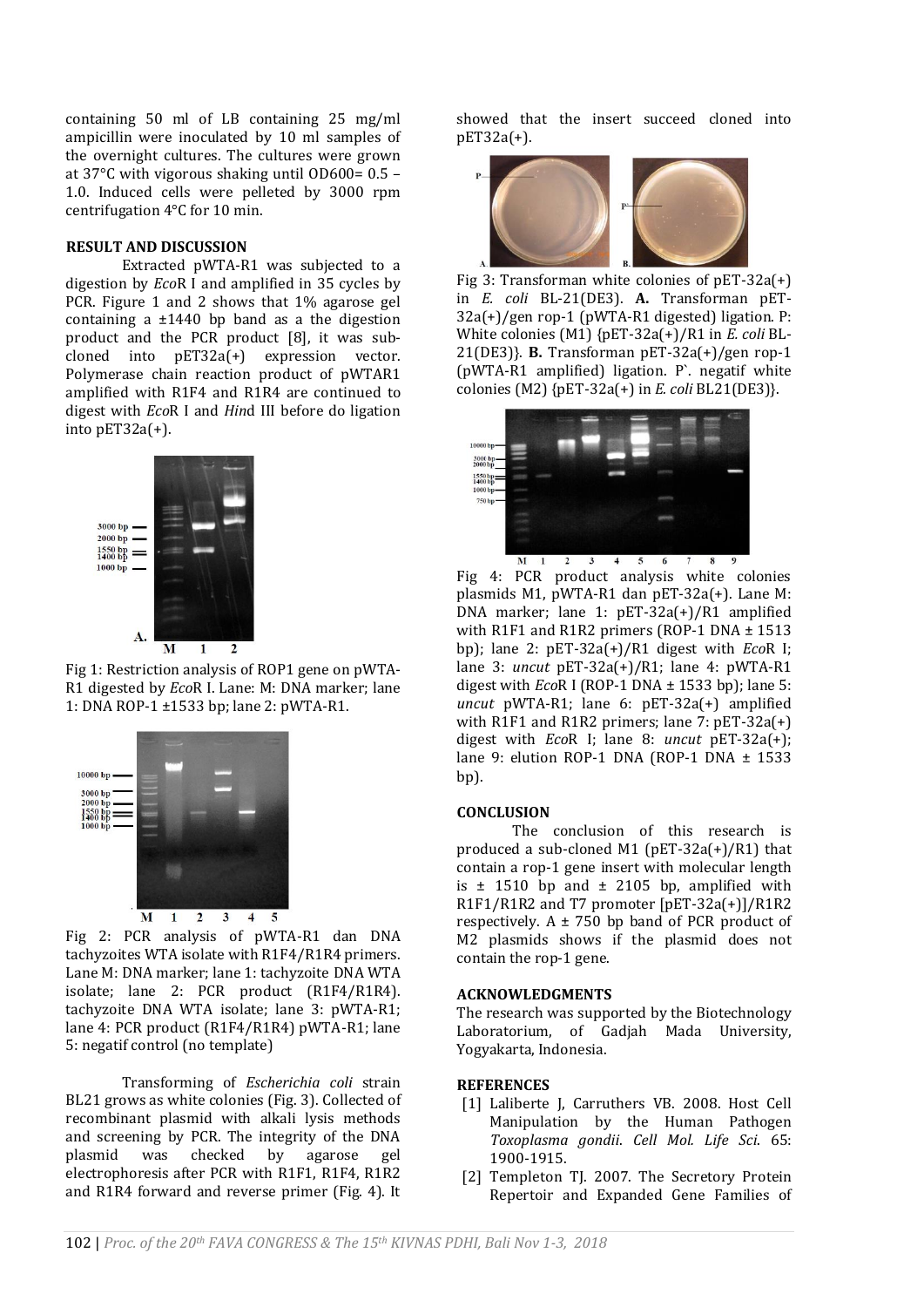containing 50 ml of LB containing 25 mg/ml ampicillin were inoculated by 10 ml samples of the overnight cultures. The cultures were grown at 37°C with vigorous shaking until OD600= 0.5 – 1.0. Induced cells were pelleted by 3000 rpm centrifugation 4°C for 10 min.

## RESULT AND DISCUSSION

Extracted pWTA-R1 was subjected to a digestion by *Eco*R I and amplified in 35 cycles by PCR. Figure 1 and 2 shows that 1% agarose gel containing a ±1440 bp band as a the digestion product and the PCR product [8], it was sub-cloned into pET32a(+) expression vector. Polymerase chain reaction product of pWTAR1 amplified with R1F4 and R1R4 are continued to digest with *Eco*R I and *Hin*d III before do ligation into pET32a(+).

Fig 1: Restriction analysis of ROP1 gene on pWTA-R1 digested by *Eco*R I. Lane: M: DNA marker; lane 1: DNA ROP-1 ±1533 bp; lane 2: pWTA-R1.

Fig 2: PCR analysis of pWTA-R1 dan DNA tachyzoites WTA isolate with R1F4/R1R4 primers. Lane M: DNA marker; lane 1: tachyzoite DNA WTA isolate; lane 2: PCR product (R1F4/R1R4). tachyzoite DNA WTA isolate; lane 3: pWTA-R1; lane 4: PCR product (R1F4/R1R4) pWTA-R1; lane 5: negatif control (no template)

Transforming of *Escherichia coli* strain BL21 grows as white colonies (Fig. 3). Collected of recombinant plasmid with alkali lysis methods and screening by PCR. The integrity of the DNA plasmid was checked by agarose gel electrophoresis after PCR with R1F1, R1F4, R1R2 and R1R4 forward and reverse primer (Fig. 4). It showed that the insert succeed cloned into pET32a(+).

Fig 3: Transforman white colonies of pET-32a(+) in *E. coli* BL-21(DE3). **A.** Transforman pET-32a(+)/gen rop-1 (pWTA-R1 digested) ligation. P: White colonies (M1) {pET-32a(+)/R1 in *E. coli* BL-21(DE3)}. **B.** Transforman pET-32a(+)/gen rop-1 (pWTA-R1 amplified) ligation. P`. negatif white colonies (M2) {pET-32a(+) in *E. coli* BL21(DE3)}.

Fig 4: PCR product analysis white colonies plasmids M1, pWTA-R1 dan pET-32a(+). Lane M: DNA marker; lane 1: pET-32a(+)/R1 amplified with R1F1 and R1R2 primers (ROP-1 DNA ± 1513 bp); lane 2: pET-32a(+)/R1 digest with *Eco*R I; lane 3: *uncut* pET-32a(+)/R1; lane 4: pWTA-R1 digest with *Eco*R I (ROP-1 DNA ± 1533 bp); lane 5: *uncut* pWTA-R1; lane 6: pET-32a(+) amplified with R1F1 and R1R2 primers; lane 7: pET-32a(+) digest with *Eco*R I; lane 8: *uncut* pET-32a(+); lane 9: elution ROP-1 DNA (ROP-1 DNA ± 1533 bp).

## CONCLUSION

The conclusion of this research is produced a sub-cloned M1 (pET-32a(+)/R1) that contain a rop-1 gene insert with molecular length is ± 1510 bp and ± 2105 bp, amplified with R1F1/R1R2 and T7 promoter [pET-32a(+)]/R1R2 respectively. A ± 750 bp band of PCR product of M2 plasmids shows if the plasmid does not contain the rop-1 gene.

## ACKNOWLEDGMENTS

The research was supported by the Biotechnology Laboratorium, of Gadjah Mada University, Yogyakarta, Indonesia.

## REFERENCES

[1] Laliberte J, Carruthers VB. 2008. Host Cell Manipulation by the Human Pathogen *Toxoplasma gondii*. *Cell Mol. Life Sci*. 65: 1900-1915.

[2] Templeton TJ. 2007. The Secretory Protein Repertoir and Expanded Gene Families of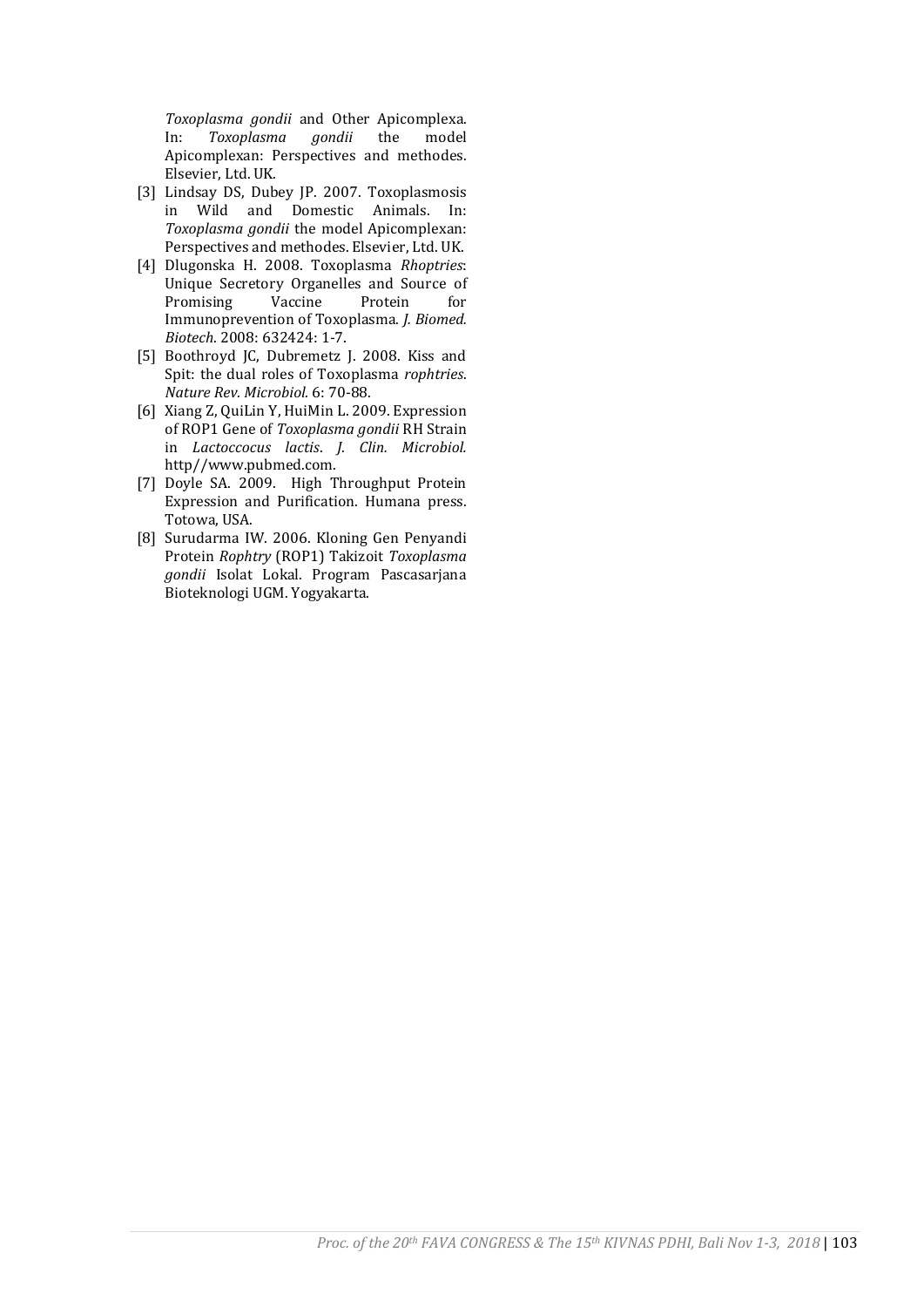*Toxoplasma gondii* and Other Apicomplexa. In: *Toxoplasma gondii* the model Apicomplexan: Perspectives and methodes. Elsevier, Ltd. UK.

[3] Lindsay DS, Dubey JP. 2007. Toxoplasmosis in Wild and Domestic Animals. In: *Toxoplasma gondii* the model Apicomplexan: Perspectives and methodes. Elsevier, Ltd. UK.

[4] Dlugonska H. 2008. Toxoplasma *Rhoptries*: Unique Secretory Organelles and Source of Promising Vaccine Protein for Immunoprevention of Toxoplasma. *J. Biomed. Biotech*. 2008: 632424: 1-7.

[5] Boothroyd JC, Dubremetz J. 2008. Kiss and Spit: the dual roles of Toxoplasma *rophtries*. *Nature Rev. Microbiol*. 6: 70-88.

[6] Xiang Z, QuiLin Y, HuiMin L. 2009. Expression of ROP1 Gene of *Toxoplasma gondii* RH Strain in *Lactoccocus lactis*. *J. Clin. Microbiol.* http//www.pubmed.com.

[7] Doyle SA. 2009. High Throughput Protein Expression and Purification. Humana press. Totowa, USA.

[8] Surudarma IW. 2006. Kloning Gen Penyandi Protein *Rophtry* (ROP1) Takizoit *Toxoplasma gondii* Isolat Lokal. Program Pascasarjana Bioteknologi UGM. Yogyakarta.